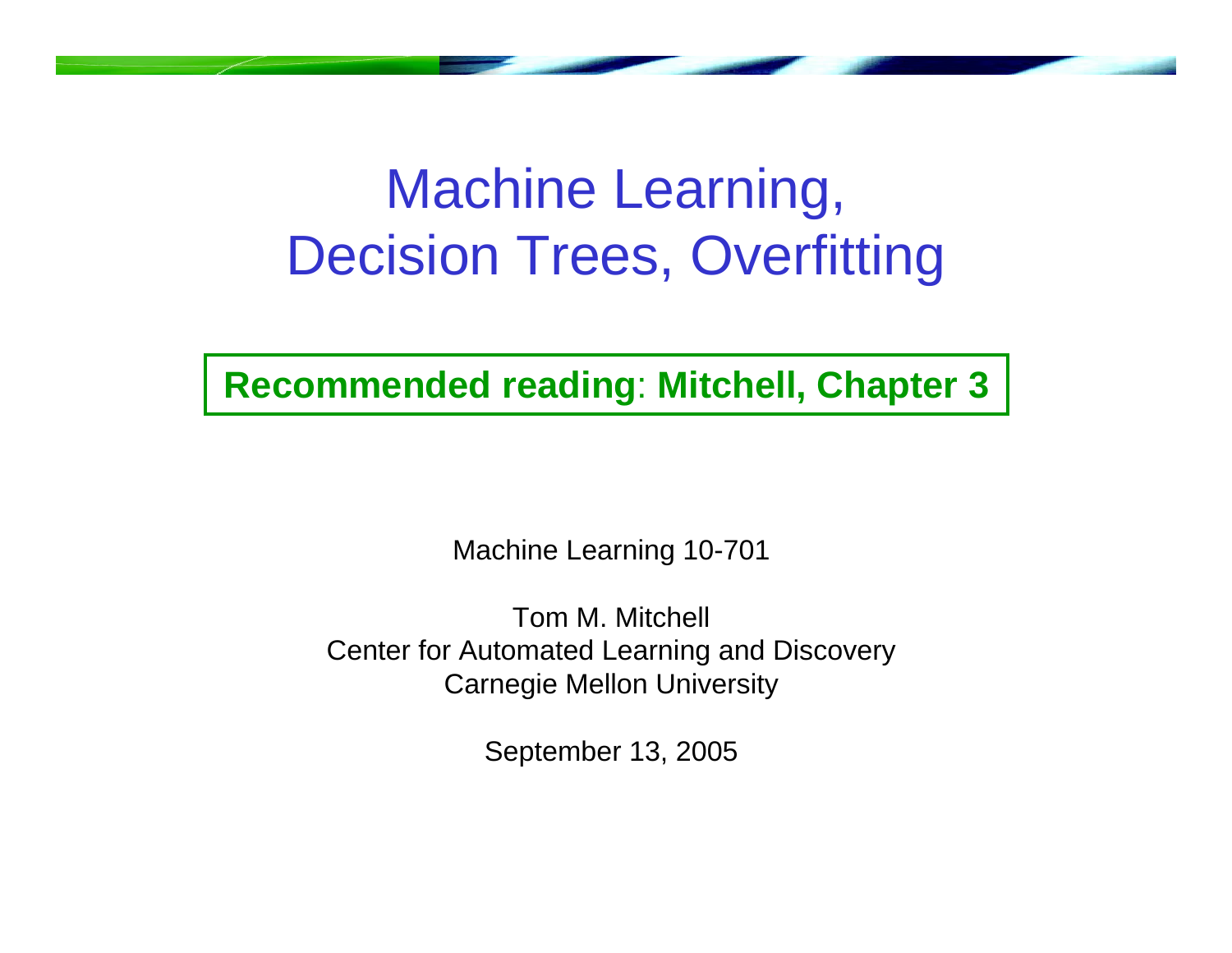# Machine Learning, Decision Trees, Overfitting

**Recommended reading: Mitchell, Chapter 3**

Machine Learning 10-701

Tom M. Mitchell
Center for Automated Learning and Discovery
Carnegie Mellon University

September 13, 2005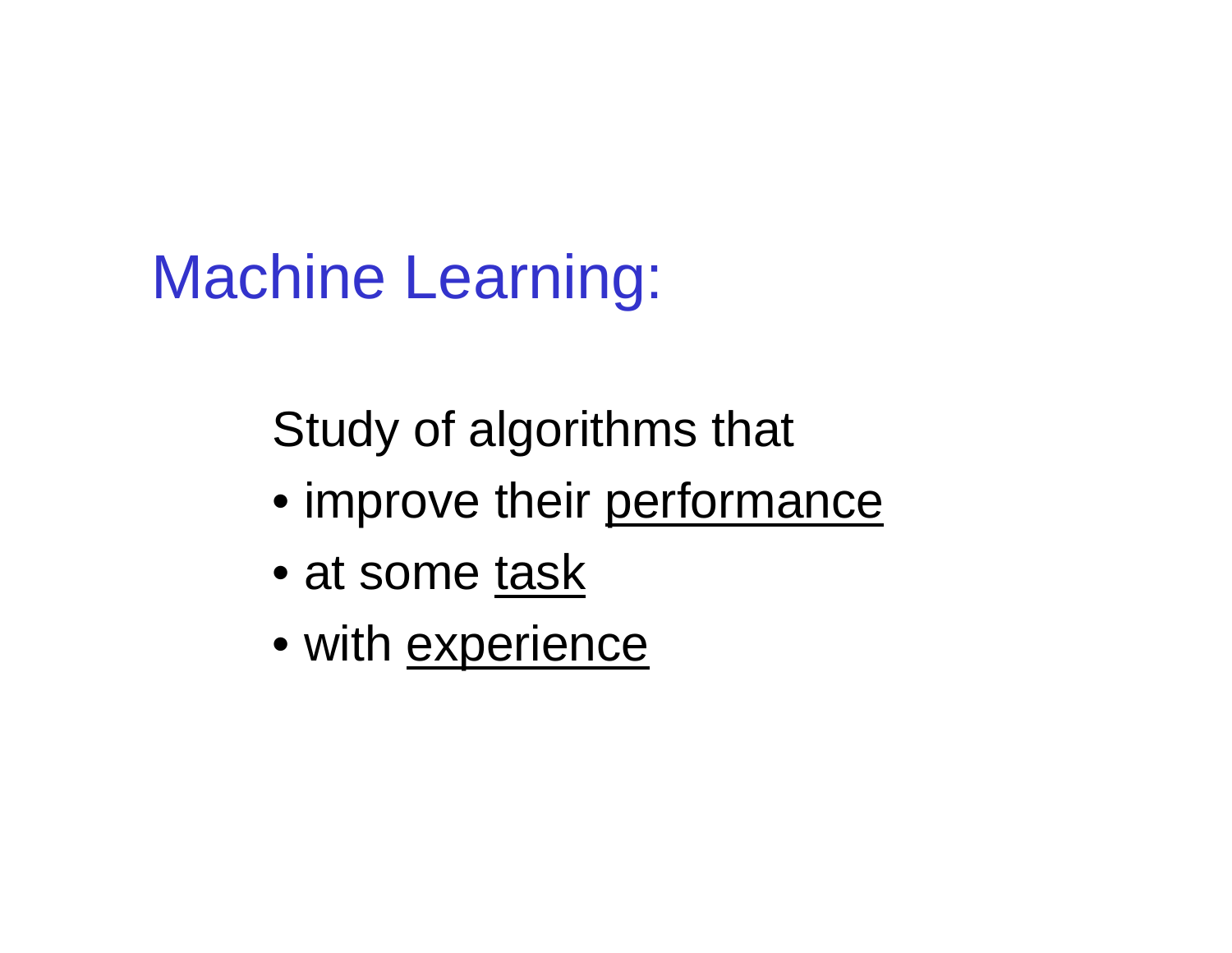# Machine Learning:

Study of algorithms that

- improve their <u>performance</u>
- at some <u>task</u>
- with <u>experience</u>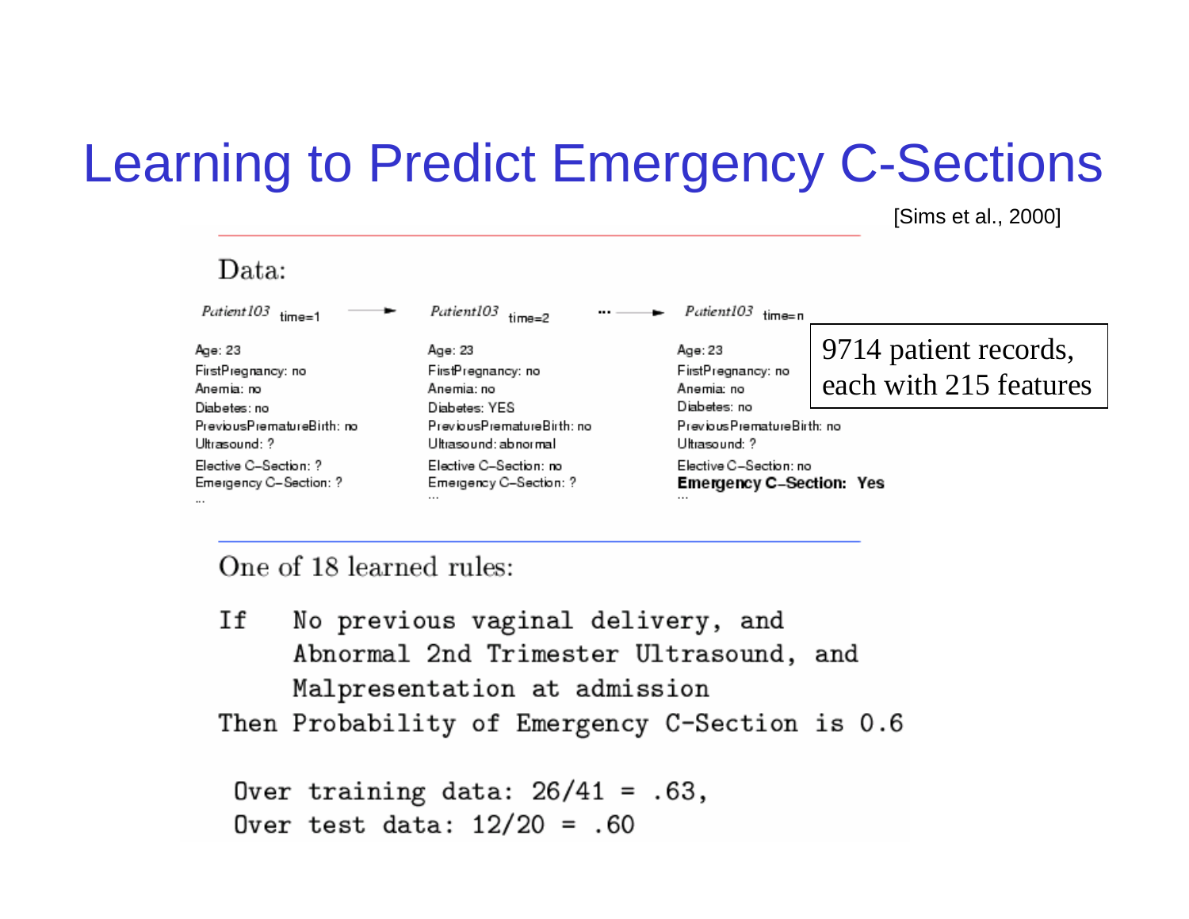# Learning to Predict Emergency C-Sections

[Sims et al., 2000]

Data:

| $Patient103_{time=1}$ | → | $Patient103_{time=2}$ | ... → | $Patient103_{time=n}$ |
|---|---|---|---|---|
| Age: 23 | | Age: 23 | | Age: 23 |
| FirstPregnancy: no | | FirstPregnancy: no | | FirstPregnancy: no |
| Anemia: no | | Anemia: no | | Anemia: no |
| Diabetes: no | | Diabetes: YES | | Diabetes: no |
| PreviousPrematureBirth: no | | PreviousPrematureBirth: no | | PreviousPrematureBirth: no |
| Ultrasound: ? | | Ultrasound: abnormal | | Ultrasound: ? |
| Elective C-Section: ? | | Elective C-Section: no | | Elective C-Section: no |
| Emergency C-Section: ? | | Emergency C-Section: ? | | **Emergency C-Section: Yes** |
| ... | | ... | | ... |

9714 patient records, each with 215 features

One of 18 learned rules:

```
If   No previous vaginal delivery, and
     Abnormal 2nd Trimester Ultrasound, and
     Malpresentation at admission
Then Probability of Emergency C-Section is 0.6

 Over training data: 26/41 = .63,
 Over test data: 12/20 = .60
```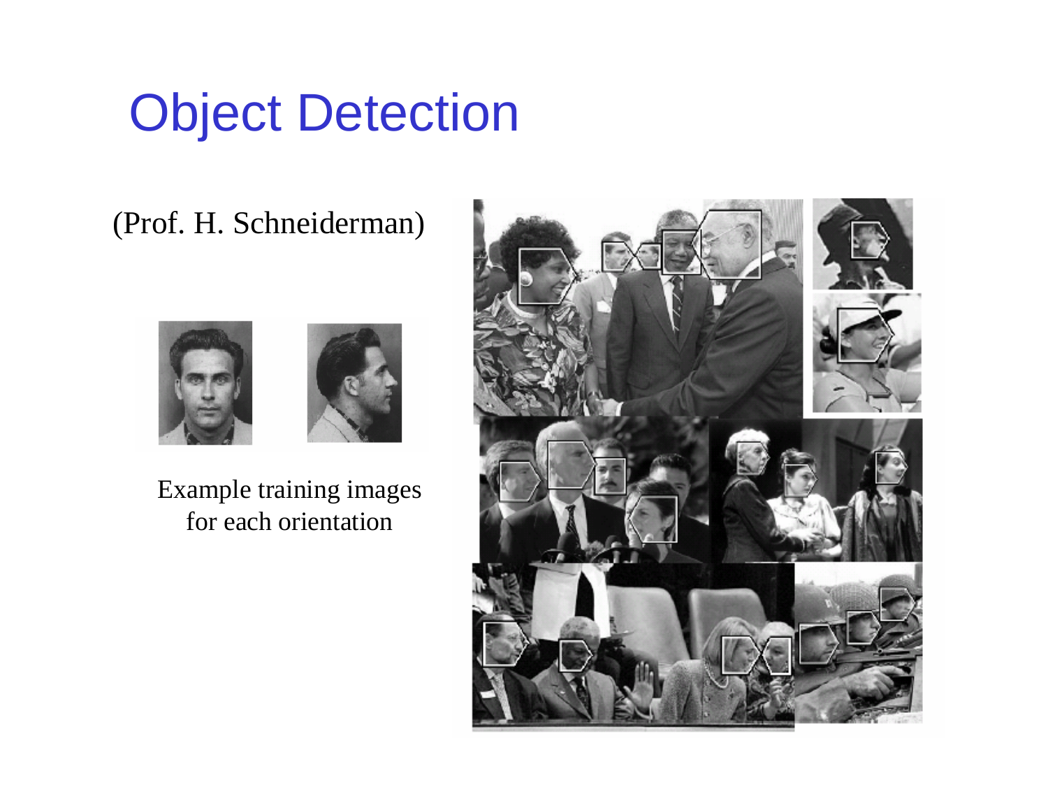# Object Detection

(Prof. H. Schneiderman)

Example training images for each orientation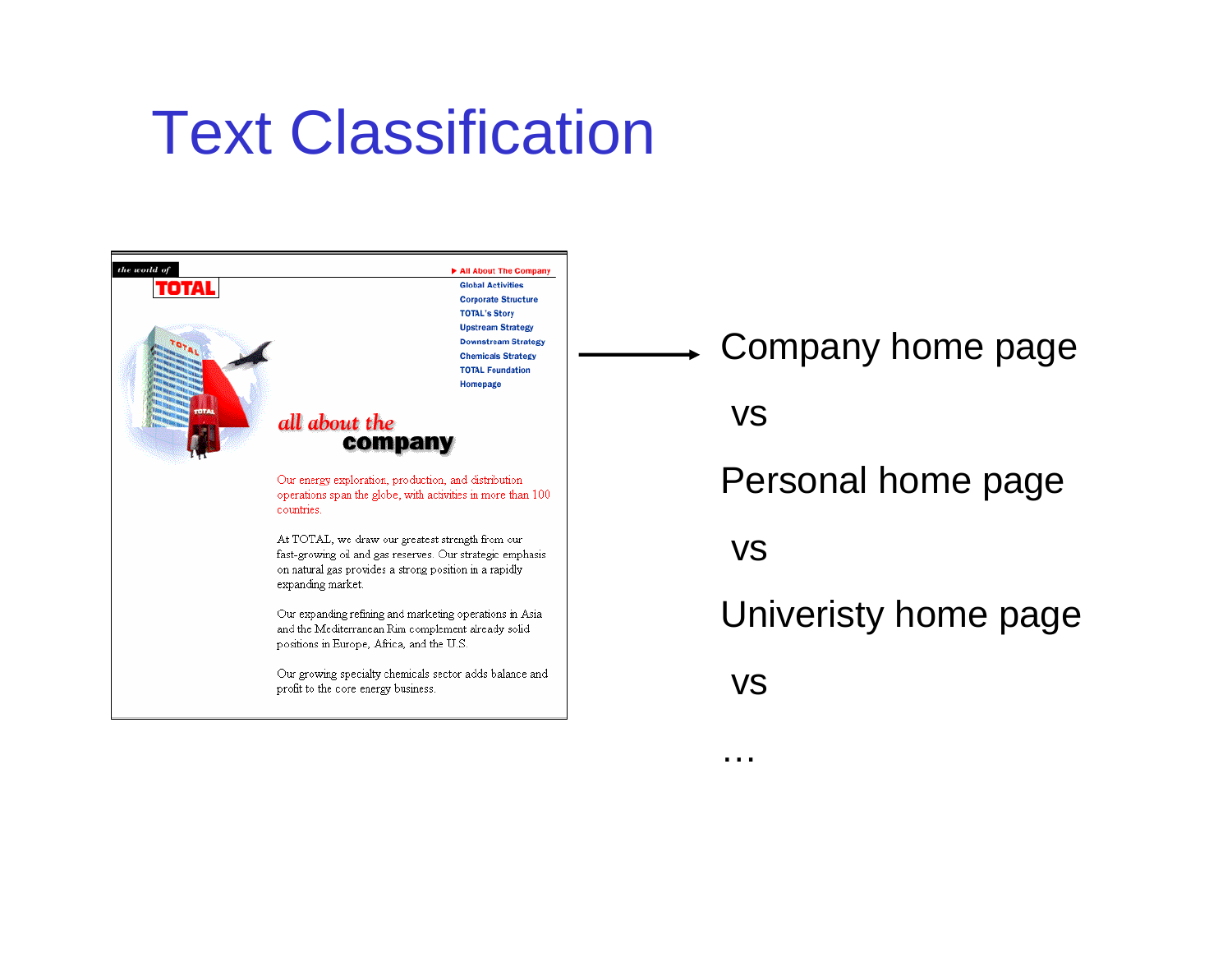# Text Classification

Company home page

vs

Personal home page

vs

Univeristy home page

vs

…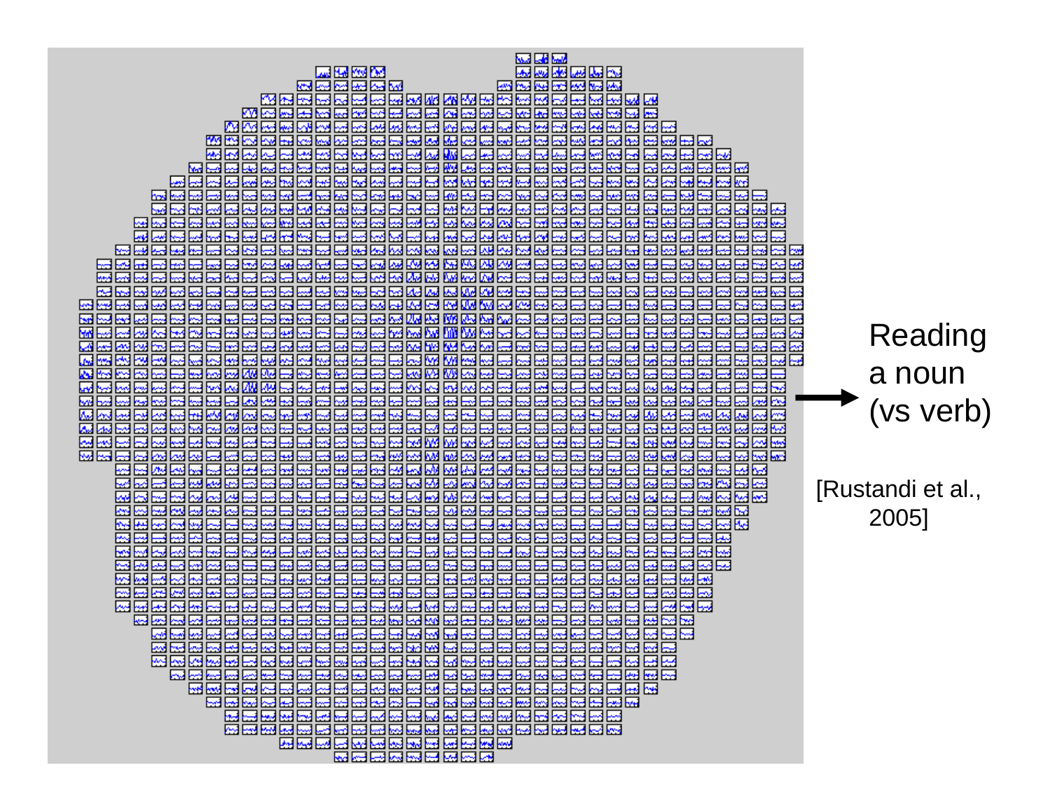Reading a noun (vs verb)

[Rustandi et al., 2005]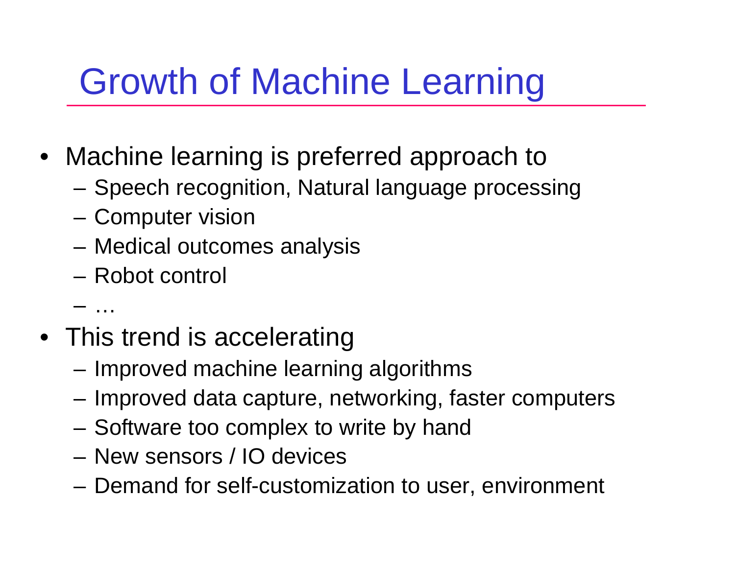# Growth of Machine Learning

- Machine learning is preferred approach to
  - Speech recognition, Natural language processing
  - Computer vision
  - Medical outcomes analysis
  - Robot control
  - …
- This trend is accelerating
  - Improved machine learning algorithms
  - Improved data capture, networking, faster computers
  - Software too complex to write by hand
  - New sensors / IO devices
  - Demand for self-customization to user, environment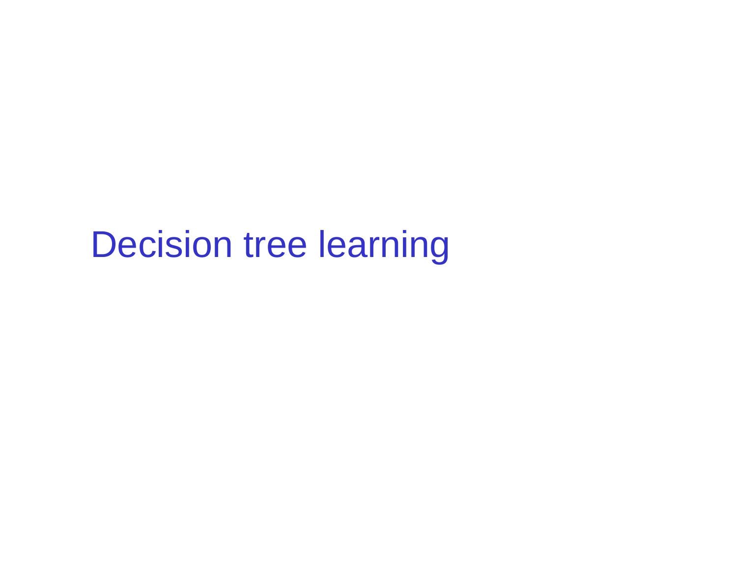# Decision tree learning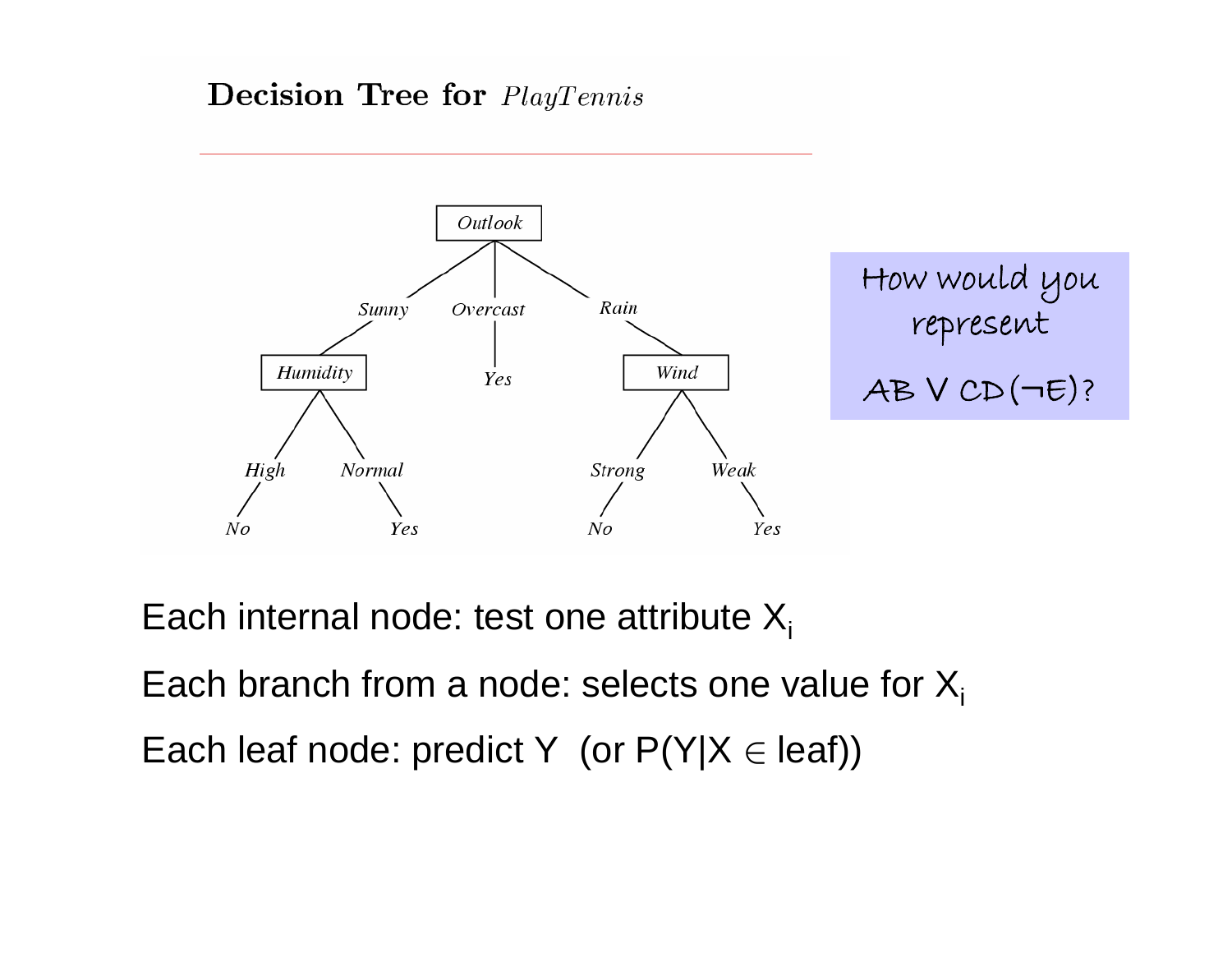## Decision Tree for *PlayTennis*

Outlook
- Sunny → Humidity
  - High → No
  - Normal → Yes
- Overcast → Yes
- Rain → Wind
  - Strong → No
  - Weak → Yes

How would you represent $AB \vee CD(\neg E)$?

Each internal node: test one attribute $X_i$

Each branch from a node: selects one value for $X_i$

Each leaf node: predict Y (or $P(Y|X \in \text{leaf})$)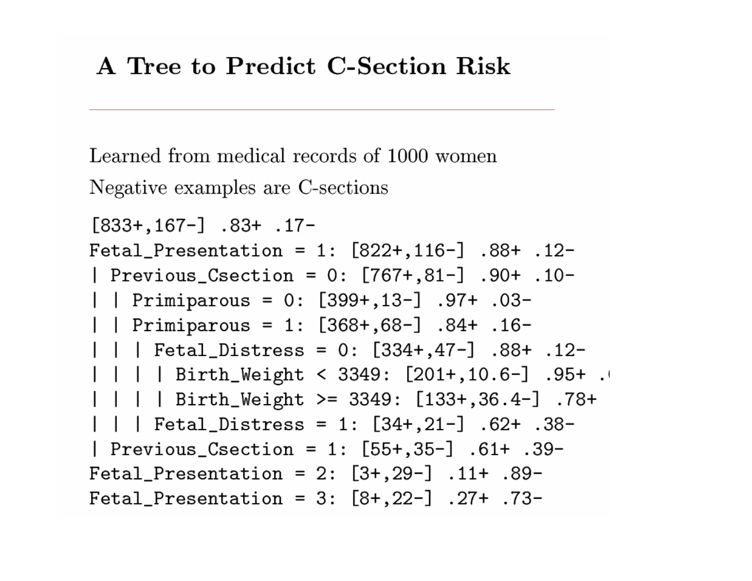# A Tree to Predict C-Section Risk

Learned from medical records of 1000 women

Negative examples are C-sections

```
[833+,167-] .83+ .17-
Fetal_Presentation = 1: [822+,116-] .88+ .12-
| Previous_Csection = 0: [767+,81-] .90+ .10-
| | Primiparous = 0: [399+,13-] .97+ .03-
| | Primiparous = 1: [368+,68-] .84+ .16-
| | | Fetal_Distress = 0: [334+,47-] .88+ .12-
| | | | Birth_Weight < 3349: [201+,10.6-] .95+ .
| | | | Birth_Weight >= 3349: [133+,36.4-] .78+
| | | Fetal_Distress = 1: [34+,21-] .62+ .38-
| Previous_Csection = 1: [55+,35-] .61+ .39-
Fetal_Presentation = 2: [3+,29-] .11+ .89-
Fetal_Presentation = 3: [8+,22-] .27+ .73-
```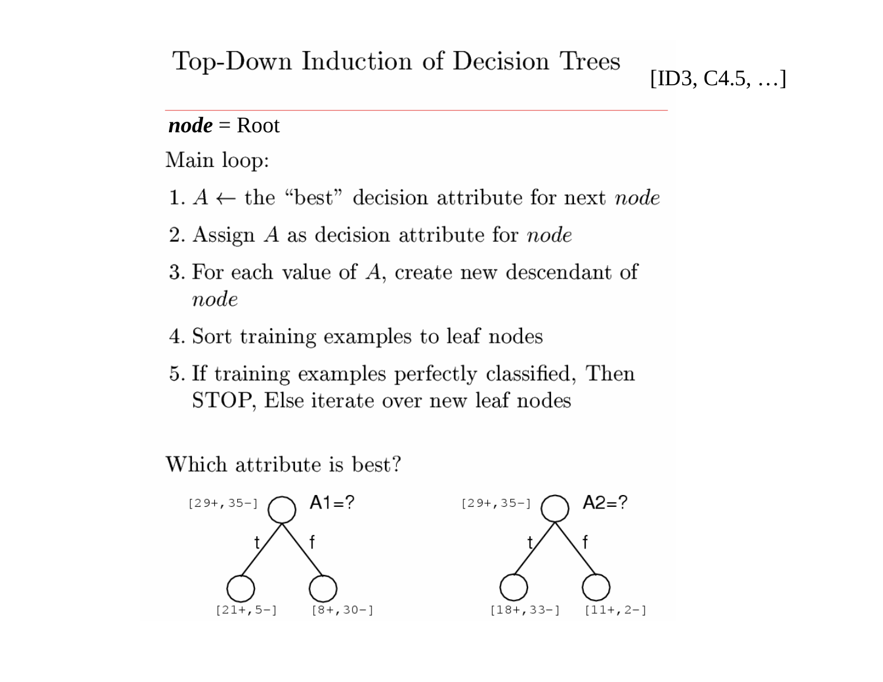# Top-Down Induction of Decision Trees

[ID3, C4.5, …]

***node*** = Root

Main loop:

1. $A \leftarrow$ the "best" decision attribute for next *node*
2. Assign $A$ as decision attribute for *node*
3. For each value of $A$, create new descendant of *node*
4. Sort training examples to leaf nodes
5. If training examples perfectly classified, Then STOP, Else iterate over new leaf nodes

Which attribute is best?

[29+,35-] A1=?
- t: [21+,5-]
- f: [8+,30-]

[29+,35-] A2=?
- t: [18+,33-]
- f: [11+,2-]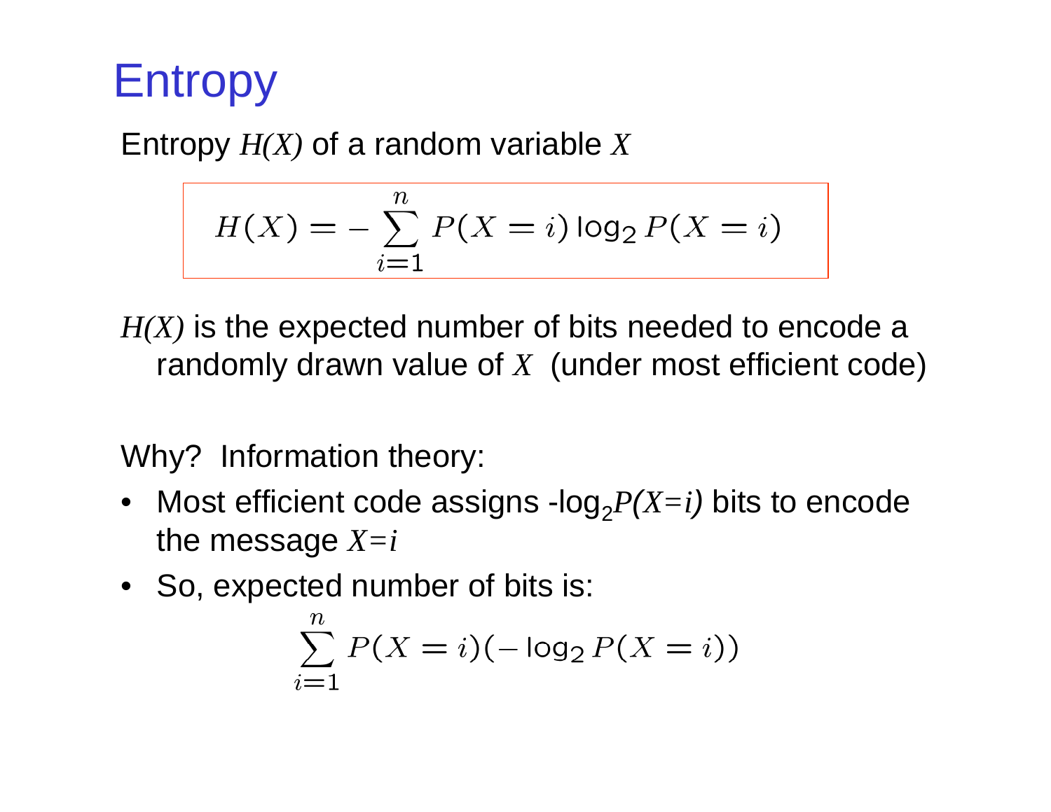# Entropy

Entropy $H(X)$ of a random variable $X$

$$H(X) = -\sum_{i=1}^{n} P(X=i) \log_2 P(X=i)$$

$H(X)$ is the expected number of bits needed to encode a randomly drawn value of $X$ (under most efficient code)

Why? Information theory:

- Most efficient code assigns $-\log_2 P(X=i)$ bits to encode the message $X=i$
- So, expected number of bits is:

$$\sum_{i=1}^{n} P(X=i)(-\log_2 P(X=i))$$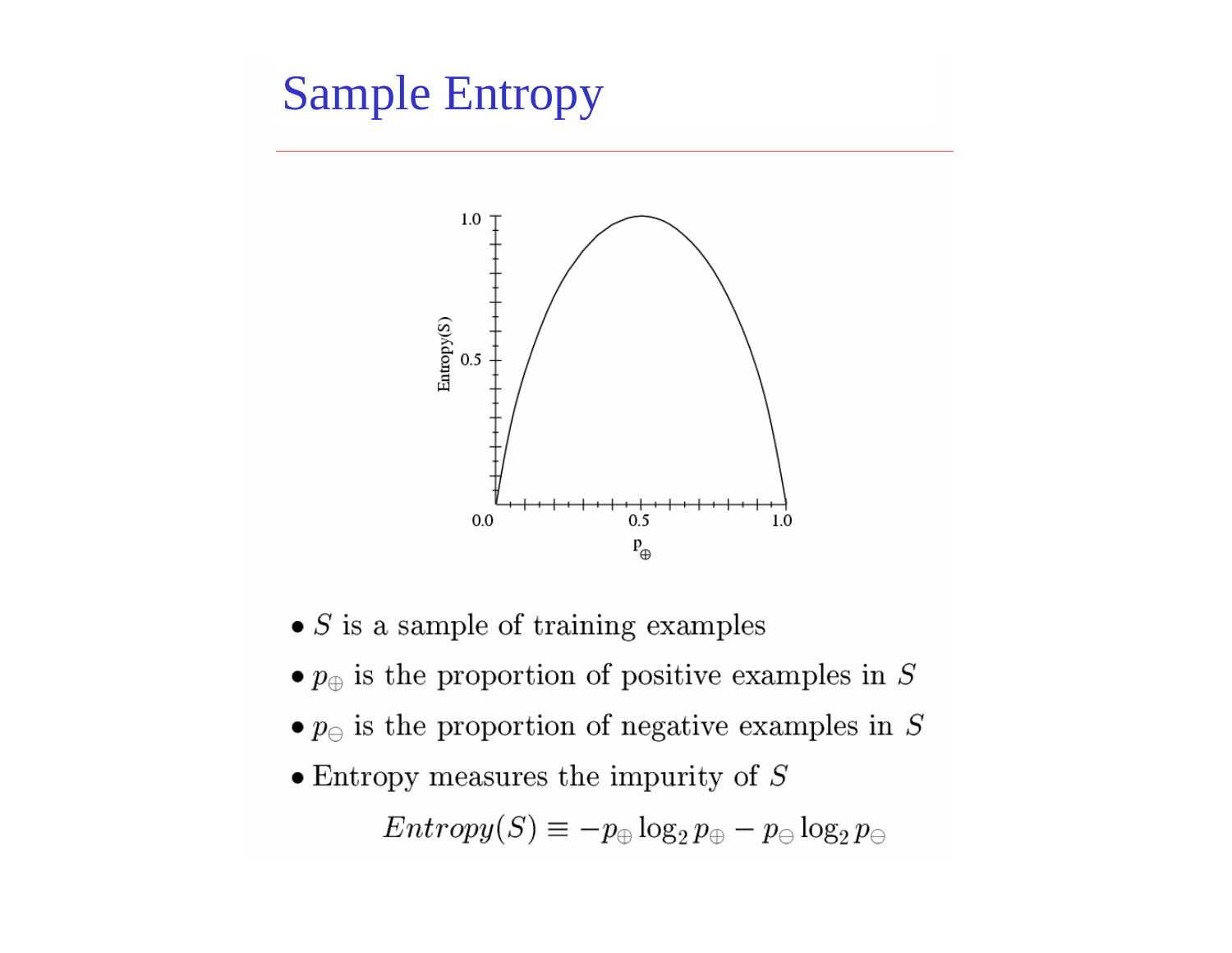# Sample Entropy

- $S$ is a sample of training examples
- $p_{\oplus}$ is the proportion of positive examples in $S$
- $p_{\ominus}$ is the proportion of negative examples in $S$
- Entropy measures the impurity of $S$

$$Entropy(S) \equiv -p_{\oplus} \log_2 p_{\oplus} - p_{\ominus} \log_2 p_{\ominus}$$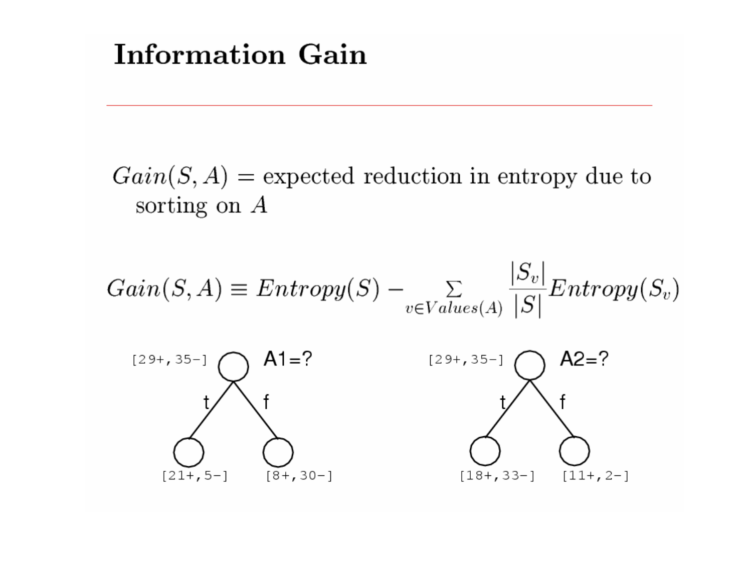# Information Gain

$Gain(S, A)$ = expected reduction in entropy due to sorting on $A$

$$Gain(S, A) \equiv Entropy(S) - \sum_{v \in Values(A)} \frac{|S_v|}{|S|} Entropy(S_v)$$

[29+,35-] A1=?

t: [21+,5-]  f: [8+,30-]

[29+,35-] A2=?

t: [18+,33-]  f: [11+,2-]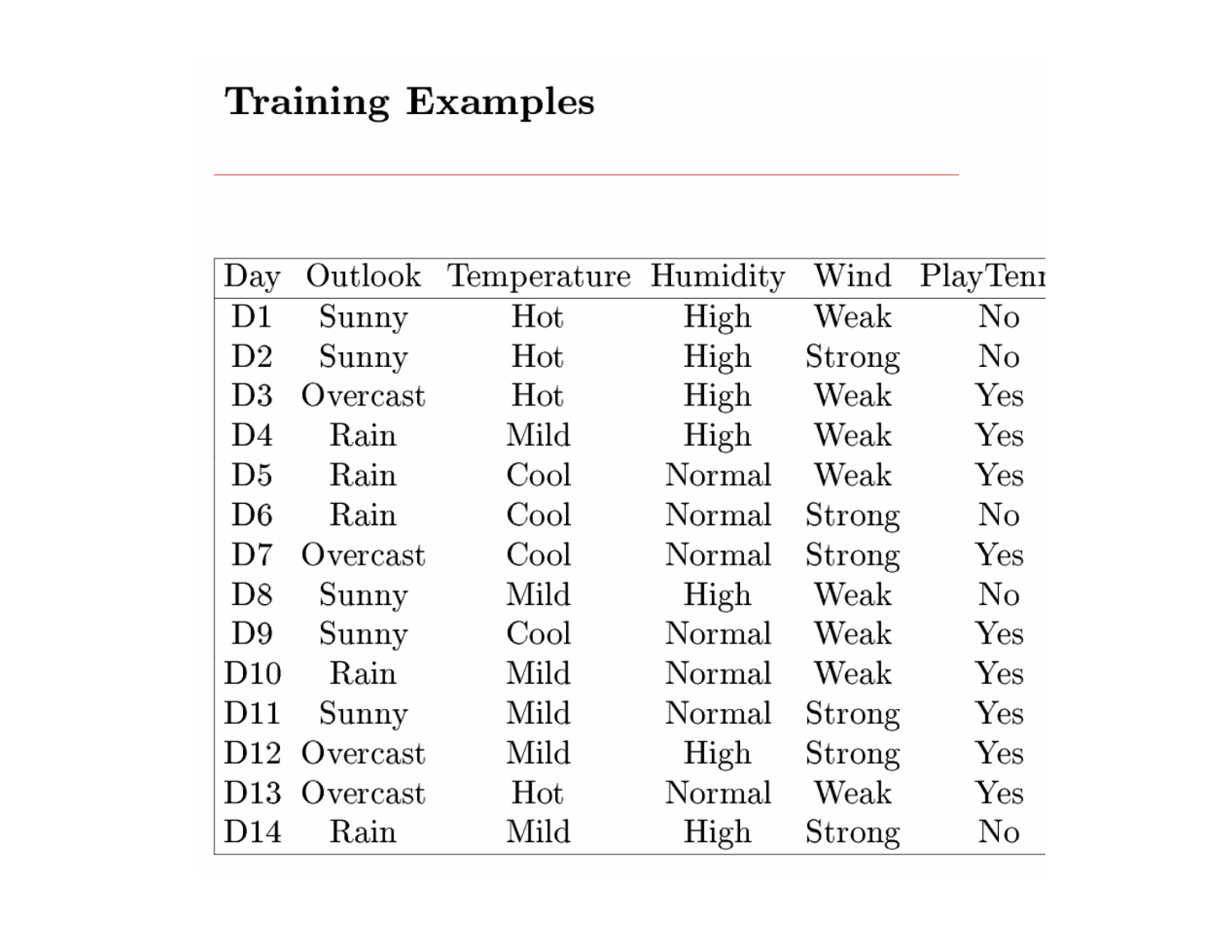# Training Examples

| Day | Outlook | Temperature | Humidity | Wind | PlayTenr |
|---|---|---|---|---|---|
| D1 | Sunny | Hot | High | Weak | No |
| D2 | Sunny | Hot | High | Strong | No |
| D3 | Overcast | Hot | High | Weak | Yes |
| D4 | Rain | Mild | High | Weak | Yes |
| D5 | Rain | Cool | Normal | Weak | Yes |
| D6 | Rain | Cool | Normal | Strong | No |
| D7 | Overcast | Cool | Normal | Strong | Yes |
| D8 | Sunny | Mild | High | Weak | No |
| D9 | Sunny | Cool | Normal | Weak | Yes |
| D10 | Rain | Mild | Normal | Weak | Yes |
| D11 | Sunny | Mild | Normal | Strong | Yes |
| D12 | Overcast | Mild | High | Strong | Yes |
| D13 | Overcast | Hot | Normal | Weak | Yes |
| D14 | Rain | Mild | High | Strong | No |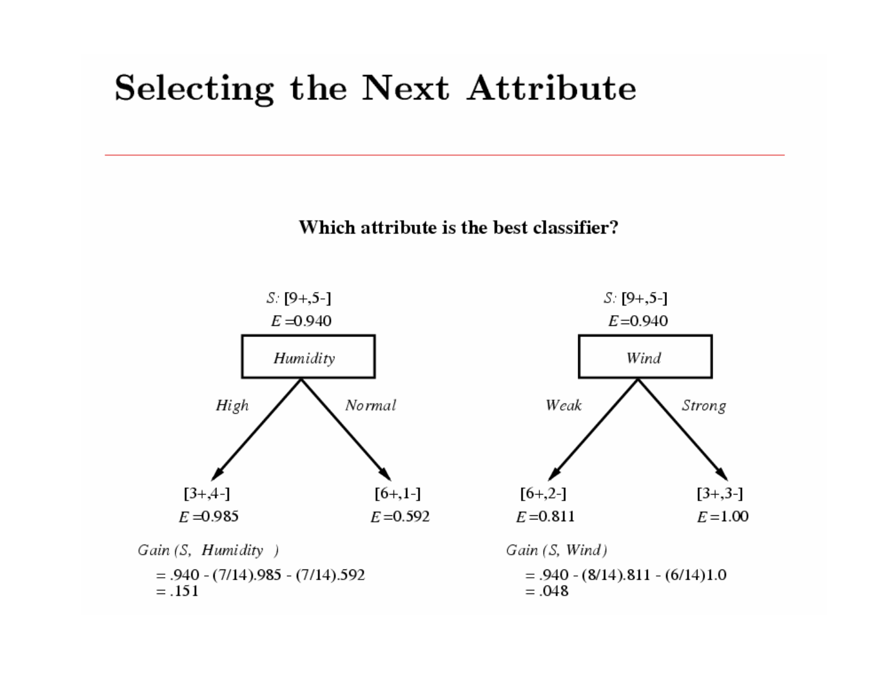# Selecting the Next Attribute

**Which attribute is the best classifier?**

*S:* [9+,5-]
*E* =0.940

*Humidity*

*High* → [3+,4-] *E* =0.985

*Normal* → [6+,1-] *E* =0.592

*Gain (S, Humidity)*

= .940 - (7/14).985 - (7/14).592
= .151

*S:* [9+,5-]
*E* =0.940

*Wind*

*Weak* → [6+,2-] *E* =0.811

*Strong* → [3+,3-] *E* =1.00

*Gain (S, Wind)*

= .940 - (8/14).811 - (6/14)1.0
= .048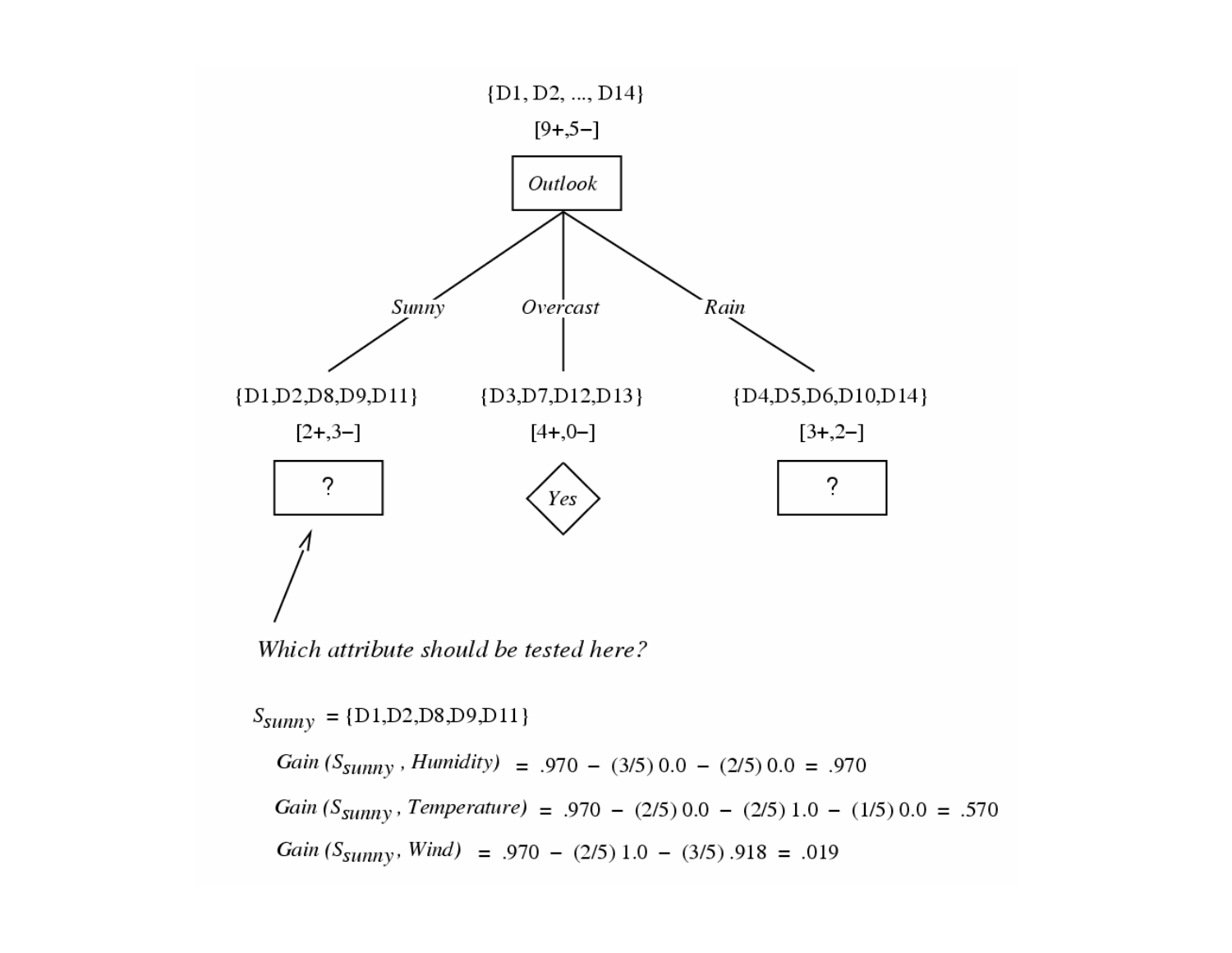{D1, D2, ..., D14}

[9+,5−]

*Outlook*

- *Sunny*: {D1,D2,D8,D9,D11} [2+,3−] → ?
- *Overcast*: {D3,D7,D12,D13} [4+,0−] → *Yes*
- *Rain*: {D4,D5,D6,D10,D14} [3+,2−] → ?

*Which attribute should be tested here?*

$S_{sunny}$ = {D1,D2,D8,D9,D11}

$Gain(S_{sunny}, Humidity) = .970 - (3/5)\,0.0 - (2/5)\,0.0 = .970$

$Gain(S_{sunny}, Temperature) = .970 - (2/5)\,0.0 - (2/5)\,1.0 - (1/5)\,0.0 = .570$

$Gain(S_{sunny}, Wind) = .970 - (2/5)\,1.0 - (3/5)\,.918 = .019$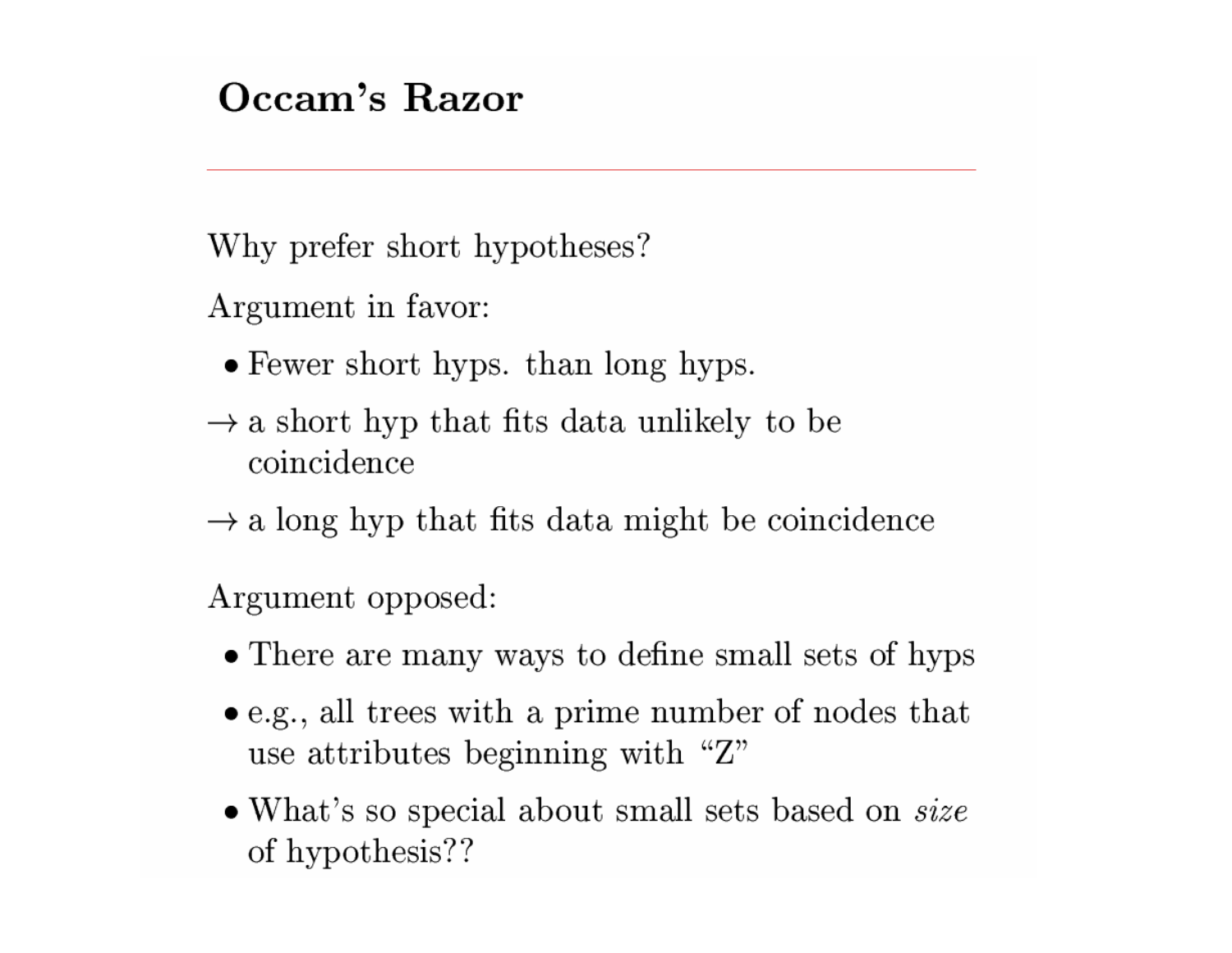# Occam's Razor

Why prefer short hypotheses?

Argument in favor:

- Fewer short hyps. than long hyps.

→ a short hyp that fits data unlikely to be coincidence

→ a long hyp that fits data might be coincidence

Argument opposed:

- There are many ways to define small sets of hyps
- e.g., all trees with a prime number of nodes that use attributes beginning with "Z"
- What's so special about small sets based on *size* of hypothesis??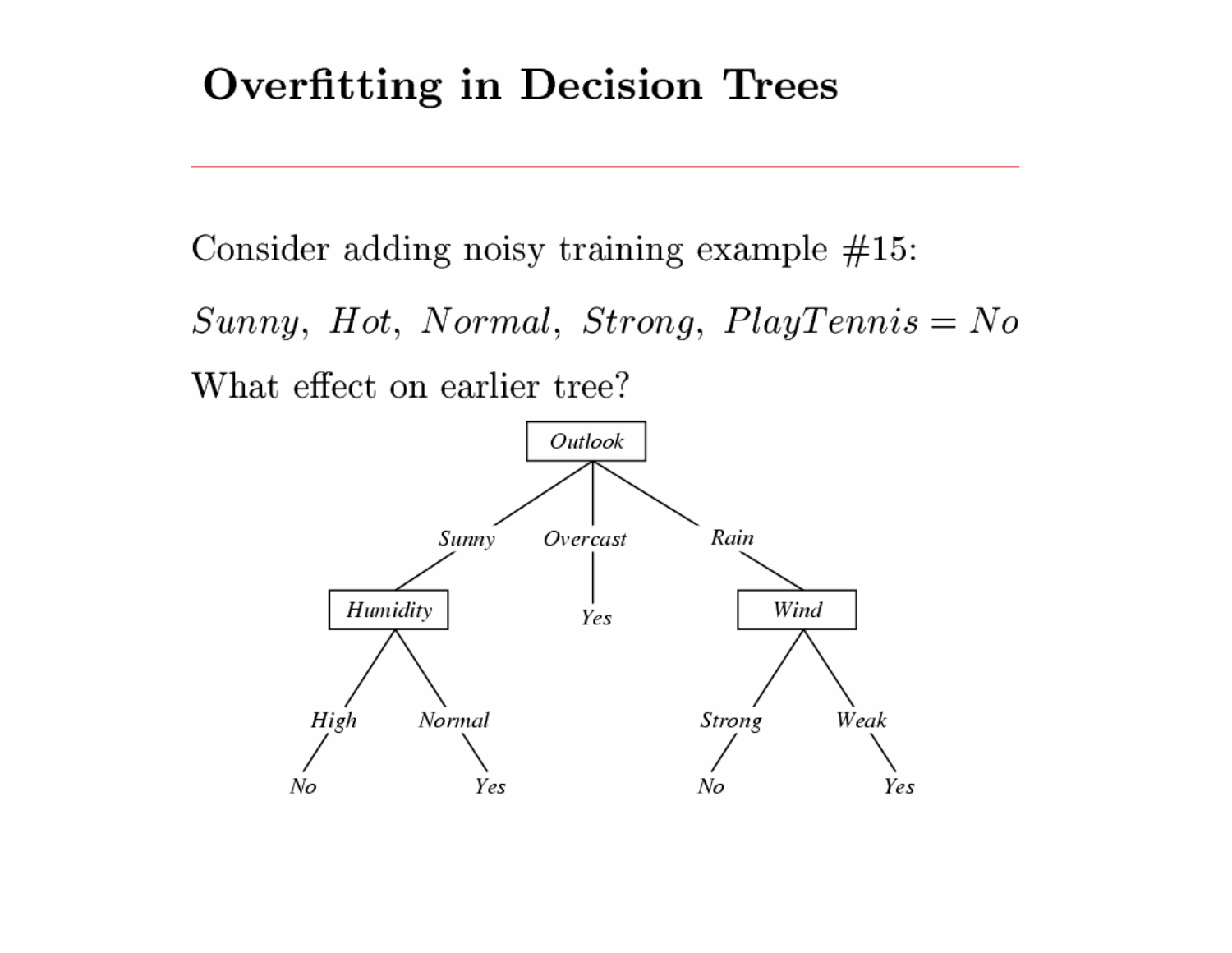# Overfitting in Decision Trees

Consider adding noisy training example #15:

*Sunny*, *Hot*, *Normal*, *Strong*, *PlayTennis* = *No*

What effect on earlier tree?

```
Outlook
├── Sunny → Humidity
│   ├── High → No
│   └── Normal → Yes
├── Overcast → Yes
└── Rain → Wind
    ├── Strong → No
    └── Weak → Yes
```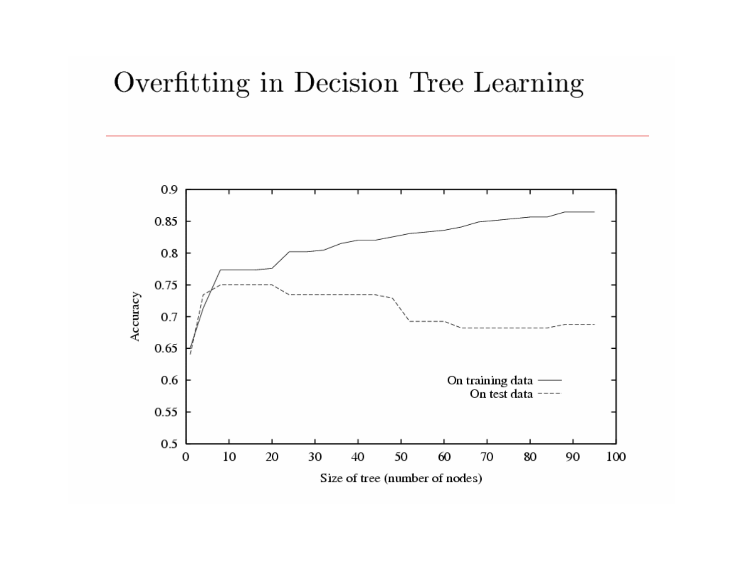# Overfitting in Decision Tree Learning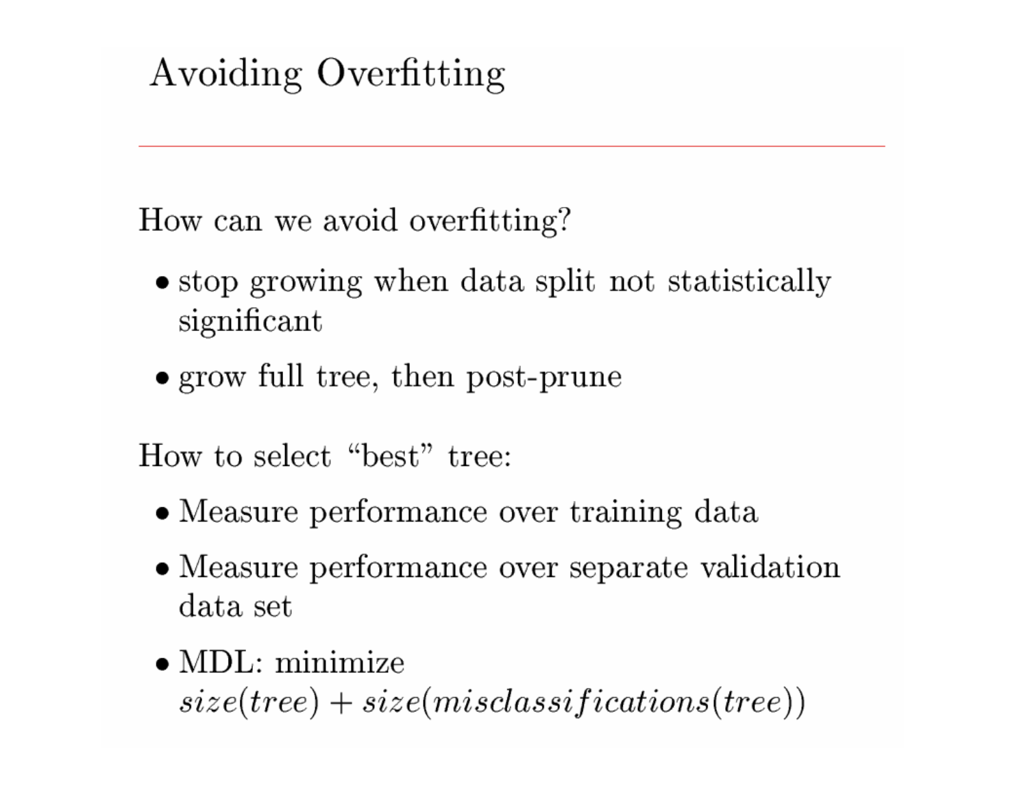# Avoiding Overfitting

How can we avoid overfitting?

- stop growing when data split not statistically significant
- grow full tree, then post-prune

How to select "best" tree:

- Measure performance over training data
- Measure performance over separate validation data set
- MDL: minimize $size(tree) + size(misclassifications(tree))$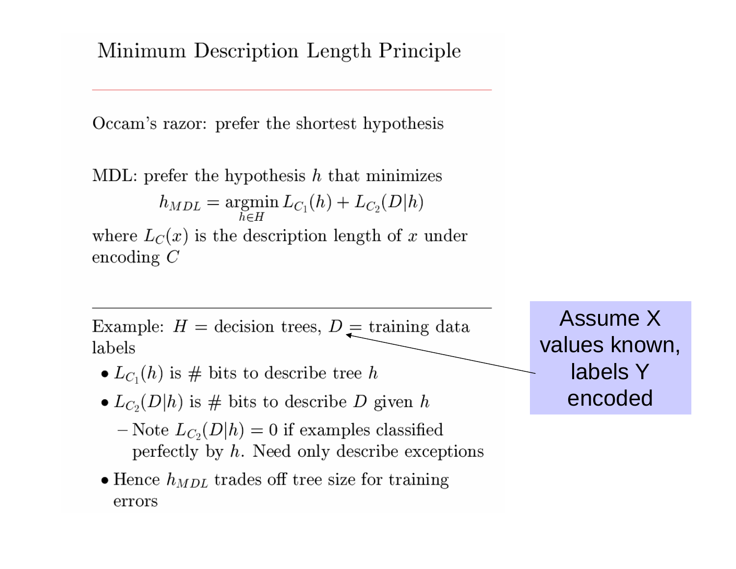# Minimum Description Length Principle

Occam's razor: prefer the shortest hypothesis

MDL: prefer the hypothesis $h$ that minimizes

$$h_{MDL} = \underset{h \in H}{\operatorname{argmin}} \, L_{C_1}(h) + L_{C_2}(D|h)$$

where $L_C(x)$ is the description length of $x$ under encoding $C$

---

Example: $H$ = decision trees, $D$ = training data labels

- $L_{C_1}(h)$ is # bits to describe tree $h$
- $L_{C_2}(D|h)$ is # bits to describe $D$ given $h$
  - Note $L_{C_2}(D|h) = 0$ if examples classified perfectly by $h$. Need only describe exceptions
- Hence $h_{MDL}$ trades off tree size for training errors

Assume X values known, labels Y encoded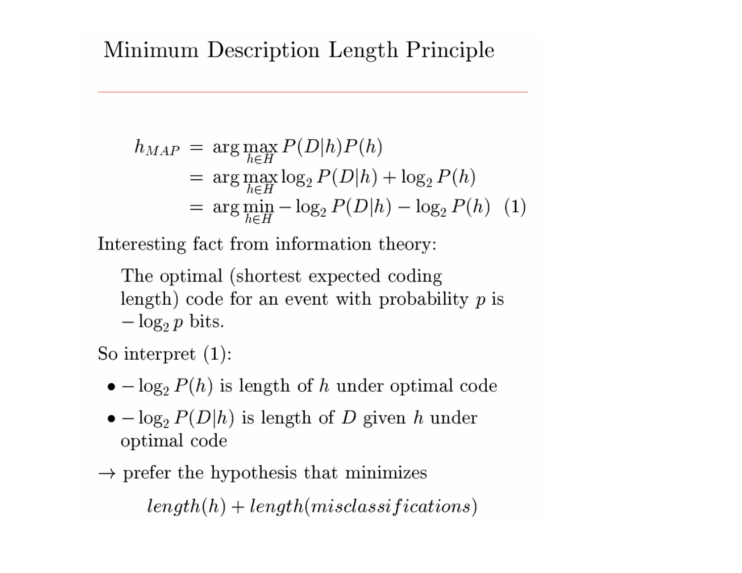# Minimum Description Length Principle

$$
\begin{aligned}
h_{MAP} &= \arg\max_{h \in H} P(D|h)P(h) \\
&= \arg\max_{h \in H} \log_2 P(D|h) + \log_2 P(h) \\
&= \arg\min_{h \in H} -\log_2 P(D|h) - \log_2 P(h) \quad (1)
\end{aligned}
$$

Interesting fact from information theory:

The optimal (shortest expected coding length) code for an event with probability $p$ is $-\log_2 p$ bits.

So interpret (1):

- $-\log_2 P(h)$ is length of $h$ under optimal code
- $-\log_2 P(D|h)$ is length of $D$ given $h$ under optimal code

$\rightarrow$ prefer the hypothesis that minimizes

$$length(h) + length(misclassifications)$$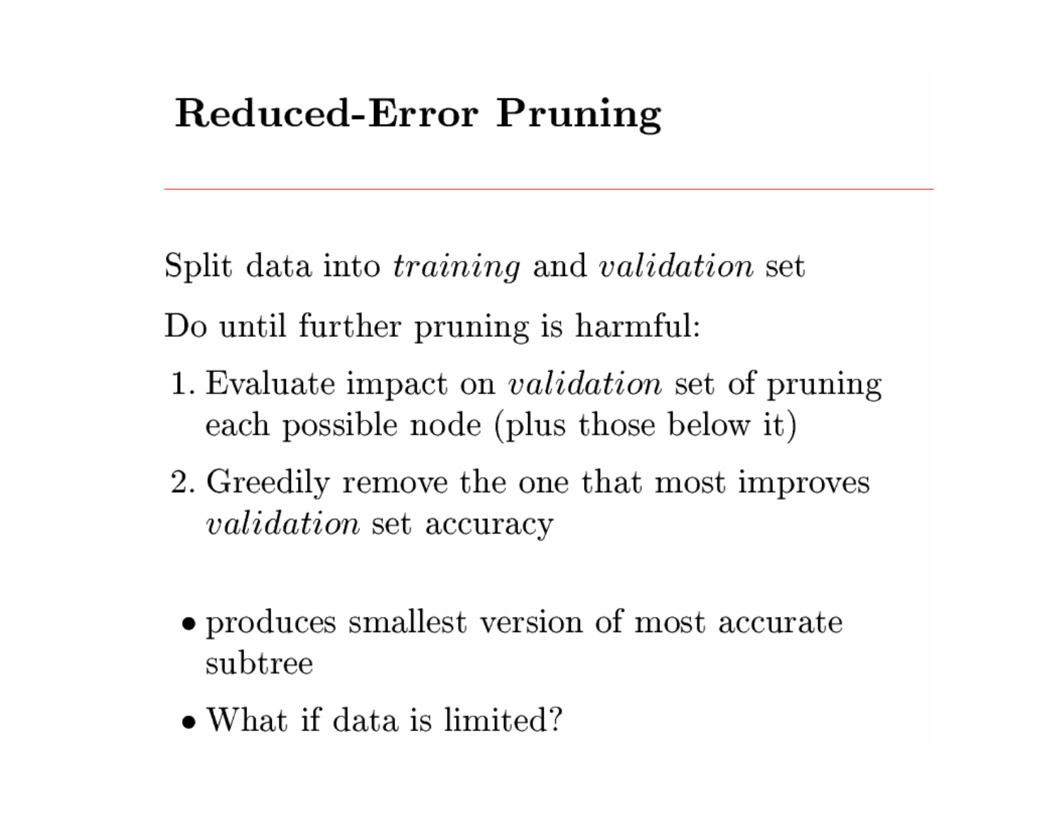# Reduced-Error Pruning

Split data into *training* and *validation* set

Do until further pruning is harmful:

1. Evaluate impact on *validation* set of pruning each possible node (plus those below it)
2. Greedily remove the one that most improves *validation* set accuracy

- produces smallest version of most accurate subtree
- What if data is limited?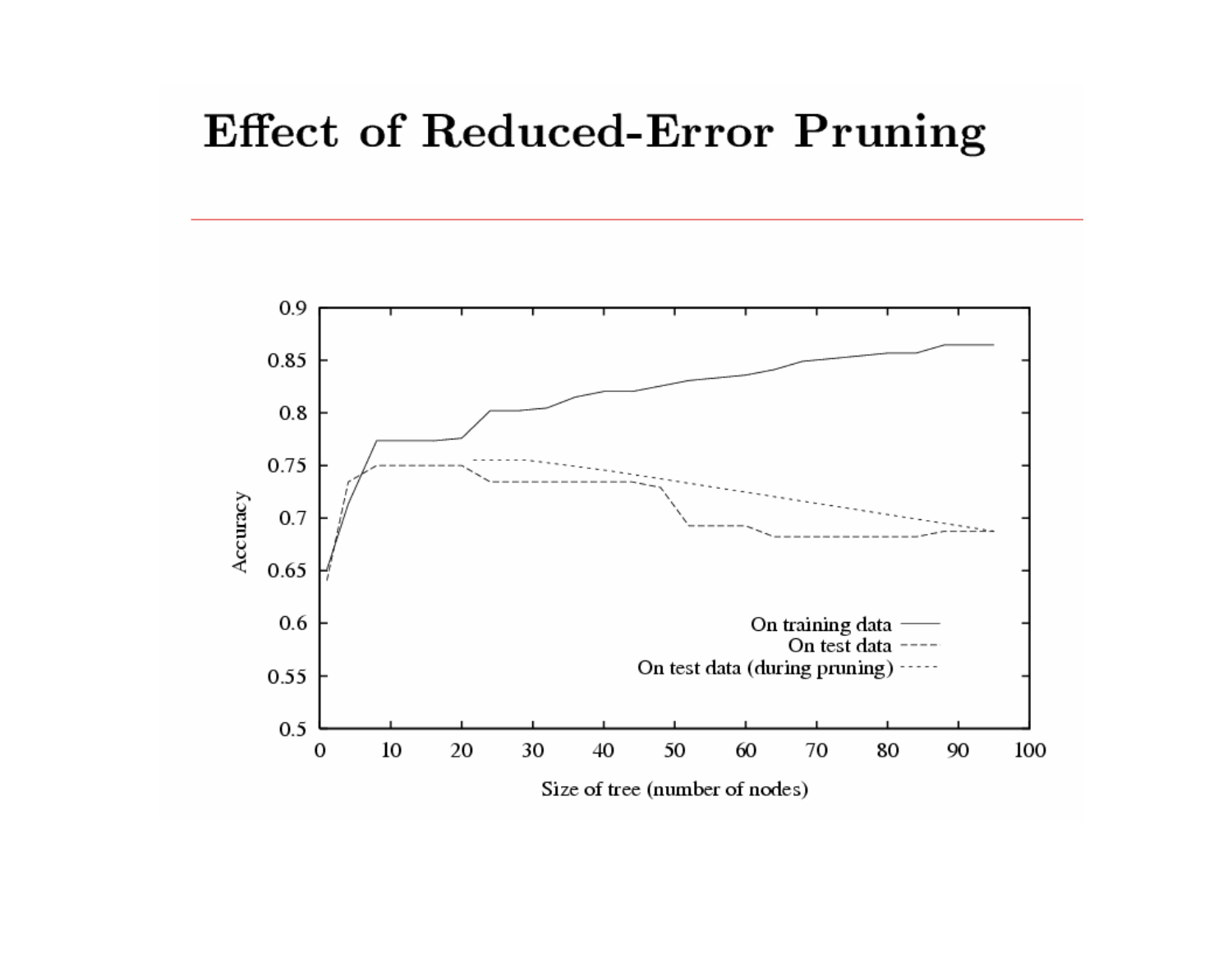# Effect of Reduced-Error Pruning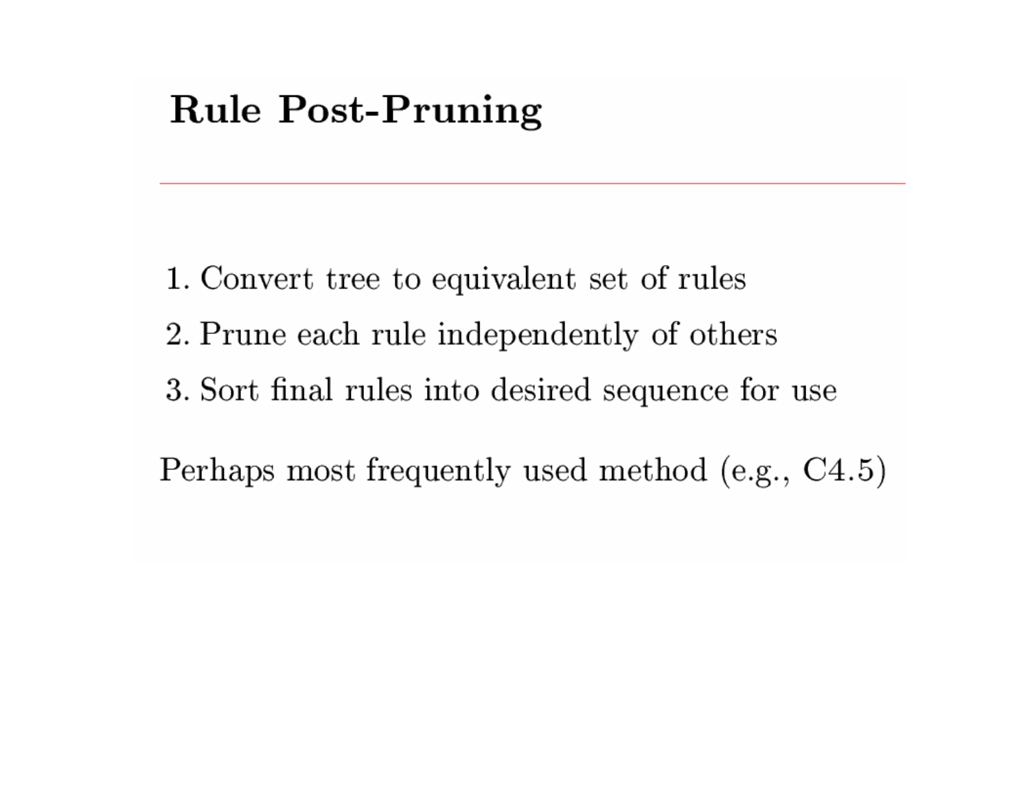# Rule Post-Pruning

1. Convert tree to equivalent set of rules
2. Prune each rule independently of others
3. Sort final rules into desired sequence for use

Perhaps most frequently used method (e.g., C4.5)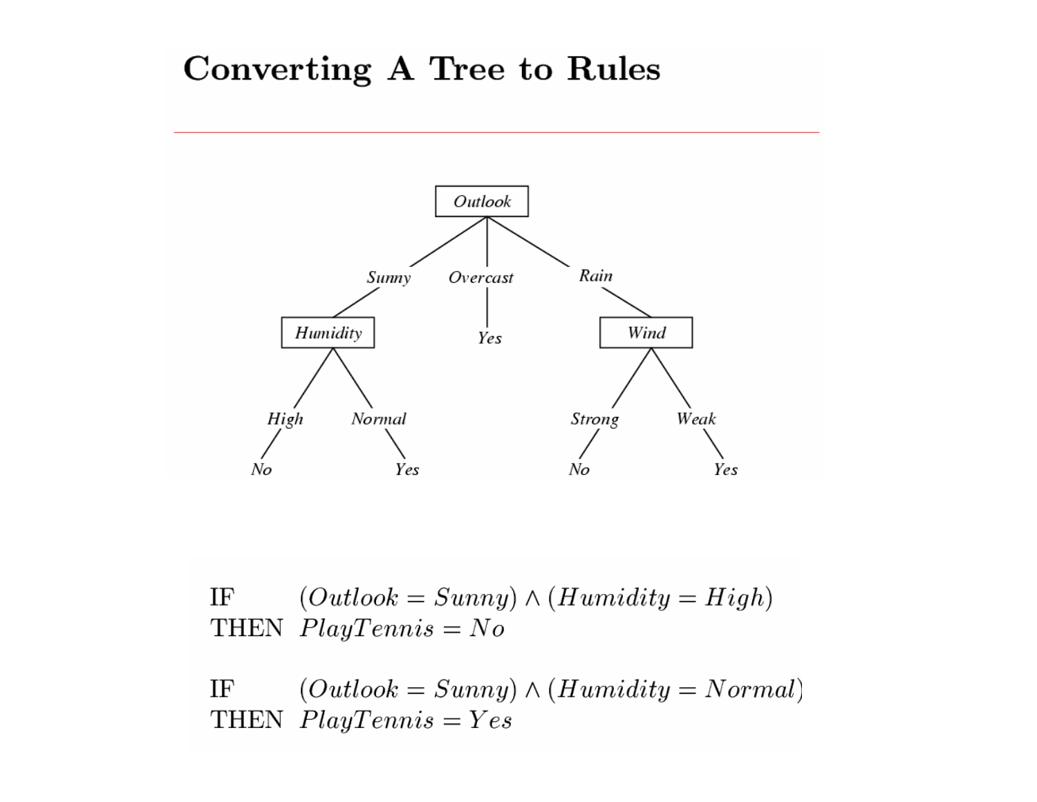# Converting A Tree to Rules

```
                    Outlook
           /           |          \
        Sunny      Overcast       Rain
         /             |             \
    Humidity          Yes           Wind
     /     \                       /     \
  High    Normal              Strong    Weak
   /         \                   /         \
  No         Yes                No         Yes
```

IF $(Outlook = Sunny) \wedge (Humidity = High)$
THEN $PlayTennis = No$

IF $(Outlook = Sunny) \wedge (Humidity = Normal)$
THEN $PlayTennis = Yes$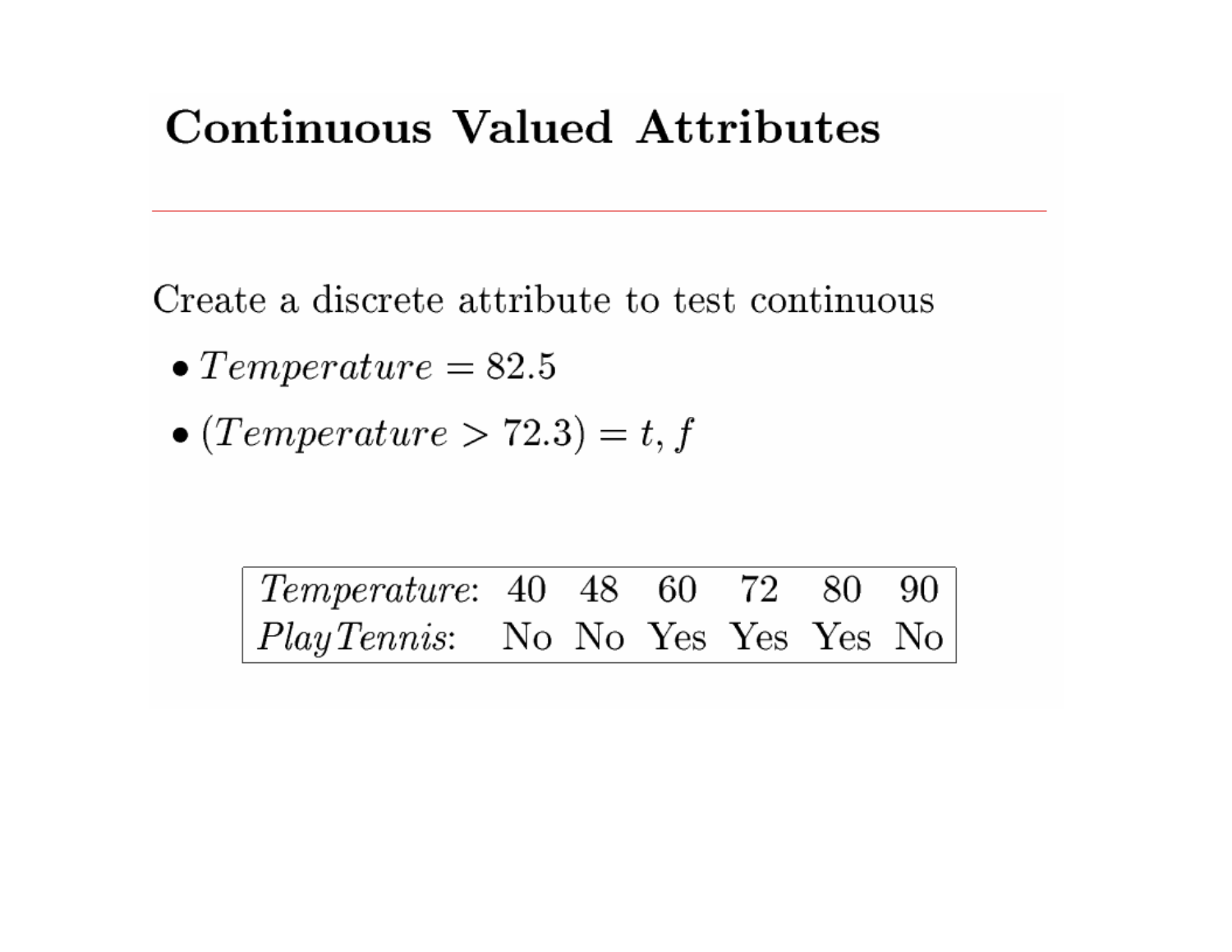# Continuous Valued Attributes

Create a discrete attribute to test continuous

- $Temperature = 82.5$
- $(Temperature > 72.3) = t, f$

| *Temperature*: | 40 | 48 | 60 | 72 | 80 | 90 |
|---|---|---|---|---|---|---|
| *PlayTennis*: | No | No | Yes | Yes | Yes | No |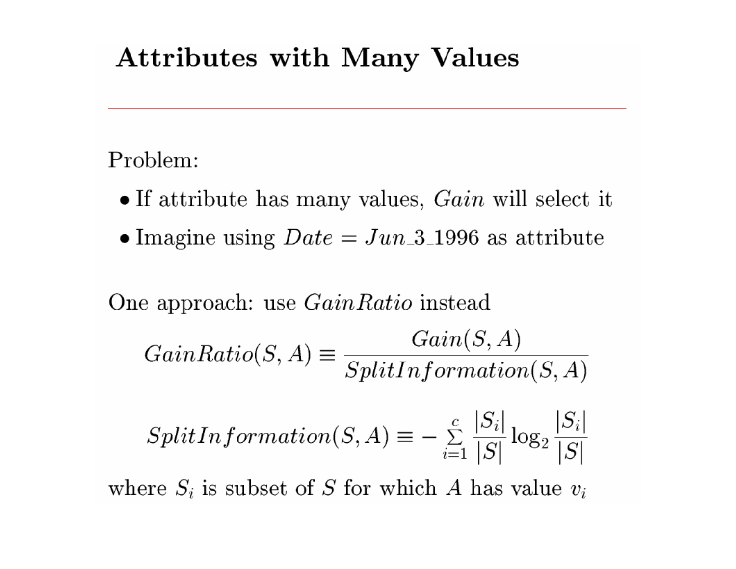# Attributes with Many Values

Problem:

- If attribute has many values, $Gain$ will select it
- Imagine using $Date = Jun\_3\_1996$ as attribute

One approach: use $GainRatio$ instead

$$GainRatio(S, A) \equiv \frac{Gain(S, A)}{SplitInformation(S, A)}$$

$$SplitInformation(S, A) \equiv - \sum_{i=1}^{c} \frac{|S_i|}{|S|} \log_2 \frac{|S_i|}{|S|}$$

where $S_i$ is subset of $S$ for which $A$ has value $v_i$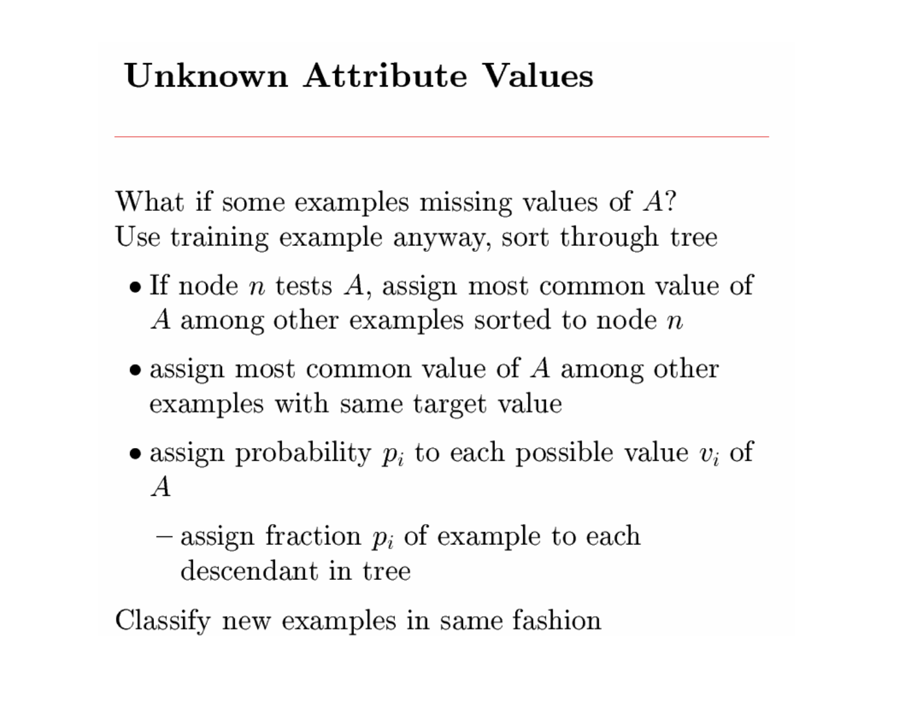# Unknown Attribute Values

What if some examples missing values of $A$?
Use training example anyway, sort through tree

- If node $n$ tests $A$, assign most common value of $A$ among other examples sorted to node $n$
- assign most common value of $A$ among other examples with same target value
- assign probability $p_i$ to each possible value $v_i$ of $A$
  - assign fraction $p_i$ of example to each descendant in tree

Classify new examples in same fashion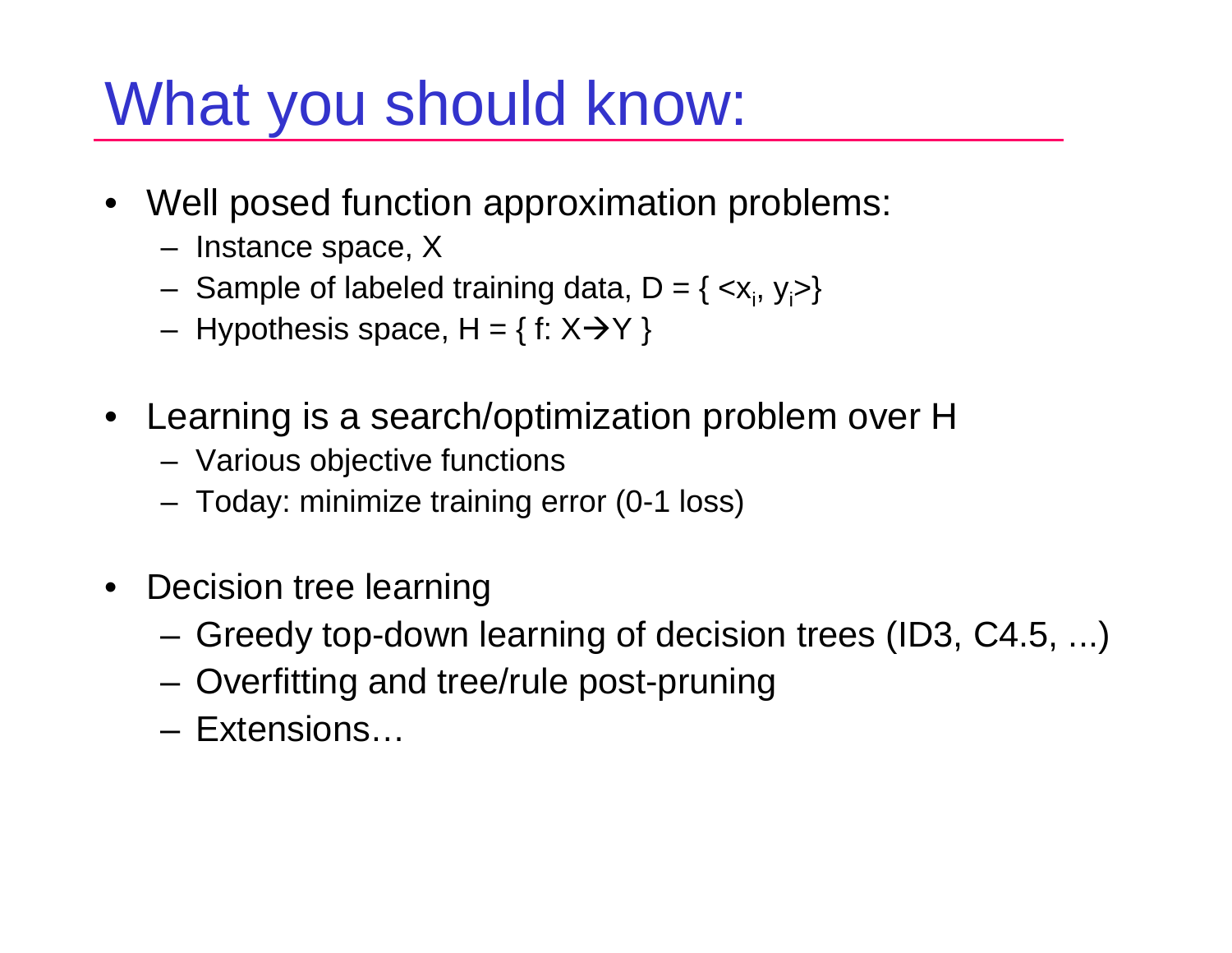# What you should know:

- Well posed function approximation problems:
  - Instance space, X
  - Sample of labeled training data, D = { $<x_i, y_i>$}
  - Hypothesis space, H = { f: X→Y }

- Learning is a search/optimization problem over H
  - Various objective functions
  - Today: minimize training error (0-1 loss)

- Decision tree learning
  - Greedy top-down learning of decision trees (ID3, C4.5, ...)
  - Overfitting and tree/rule post-pruning
  - Extensions…